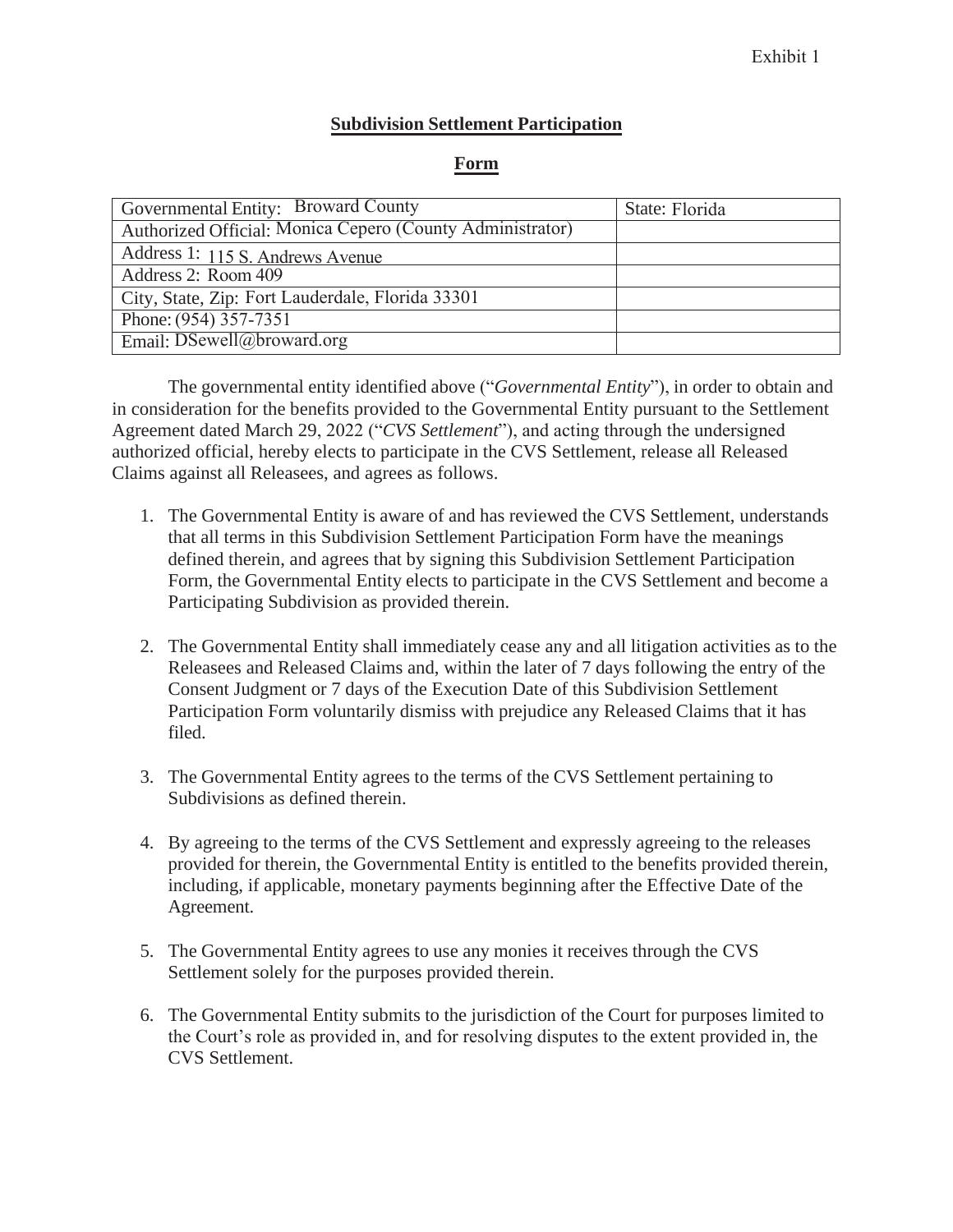Exhibit 1

## Subdivision Settlement Participation Form

| Governmental Entity: Broward County | State: Florida |
|---|---|
| Authorized Official: Monica Cepero (County Administrator) | |
| Address 1: 115 S. Andrews Avenue | |
| Address 2: Room 409 | |
| City, State, Zip: Fort Lauderdale, Florida 33301 | |
| Phone: (954) 357-7351 | |
| Email: DSewell@broward.org | |

The governmental entity identified above ("*Governmental Entity*"), in order to obtain and in consideration for the benefits provided to the Governmental Entity pursuant to the Settlement Agreement dated March 29, 2022 ("*CVS Settlement*"), and acting through the undersigned authorized official, hereby elects to participate in the CVS Settlement, release all Released Claims against all Releasees, and agrees as follows.

1. The Governmental Entity is aware of and has reviewed the CVS Settlement, understands that all terms in this Subdivision Settlement Participation Form have the meanings defined therein, and agrees that by signing this Subdivision Settlement Participation Form, the Governmental Entity elects to participate in the CVS Settlement and become a Participating Subdivision as provided therein.

2. The Governmental Entity shall immediately cease any and all litigation activities as to the Releasees and Released Claims and, within the later of 7 days following the entry of the Consent Judgment or 7 days of the Execution Date of this Subdivision Settlement Participation Form voluntarily dismiss with prejudice any Released Claims that it has filed.

3. The Governmental Entity agrees to the terms of the CVS Settlement pertaining to Subdivisions as defined therein.

4. By agreeing to the terms of the CVS Settlement and expressly agreeing to the releases provided for therein, the Governmental Entity is entitled to the benefits provided therein, including, if applicable, monetary payments beginning after the Effective Date of the Agreement.

5. The Governmental Entity agrees to use any monies it receives through the CVS Settlement solely for the purposes provided therein.

6. The Governmental Entity submits to the jurisdiction of the Court for purposes limited to the Court's role as provided in, and for resolving disputes to the extent provided in, the CVS Settlement.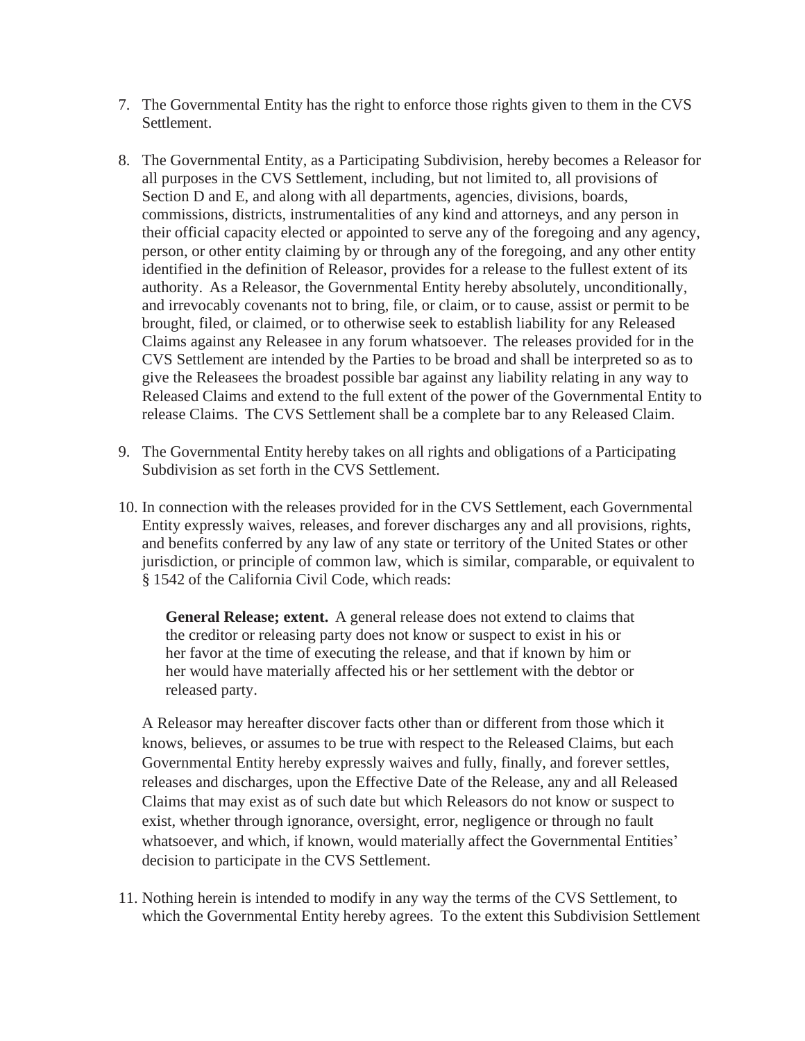7. The Governmental Entity has the right to enforce those rights given to them in the CVS Settlement.

8. The Governmental Entity, as a Participating Subdivision, hereby becomes a Releasor for all purposes in the CVS Settlement, including, but not limited to, all provisions of Section D and E, and along with all departments, agencies, divisions, boards, commissions, districts, instrumentalities of any kind and attorneys, and any person in their official capacity elected or appointed to serve any of the foregoing and any agency, person, or other entity claiming by or through any of the foregoing, and any other entity identified in the definition of Releasor, provides for a release to the fullest extent of its authority. As a Releasor, the Governmental Entity hereby absolutely, unconditionally, and irrevocably covenants not to bring, file, or claim, or to cause, assist or permit to be brought, filed, or claimed, or to otherwise seek to establish liability for any Released Claims against any Releasee in any forum whatsoever. The releases provided for in the CVS Settlement are intended by the Parties to be broad and shall be interpreted so as to give the Releasees the broadest possible bar against any liability relating in any way to Released Claims and extend to the full extent of the power of the Governmental Entity to release Claims. The CVS Settlement shall be a complete bar to any Released Claim.

9. The Governmental Entity hereby takes on all rights and obligations of a Participating Subdivision as set forth in the CVS Settlement.

10. In connection with the releases provided for in the CVS Settlement, each Governmental Entity expressly waives, releases, and forever discharges any and all provisions, rights, and benefits conferred by any law of any state or territory of the United States or other jurisdiction, or principle of common law, which is similar, comparable, or equivalent to § 1542 of the California Civil Code, which reads:

    > **General Release; extent.** A general release does not extend to claims that the creditor or releasing party does not know or suspect to exist in his or her favor at the time of executing the release, and that if known by him or her would have materially affected his or her settlement with the debtor or released party.

    A Releasor may hereafter discover facts other than or different from those which it knows, believes, or assumes to be true with respect to the Released Claims, but each Governmental Entity hereby expressly waives and fully, finally, and forever settles, releases and discharges, upon the Effective Date of the Release, any and all Released Claims that may exist as of such date but which Releasors do not know or suspect to exist, whether through ignorance, oversight, error, negligence or through no fault whatsoever, and which, if known, would materially affect the Governmental Entities' decision to participate in the CVS Settlement.

11. Nothing herein is intended to modify in any way the terms of the CVS Settlement, to which the Governmental Entity hereby agrees. To the extent this Subdivision Settlement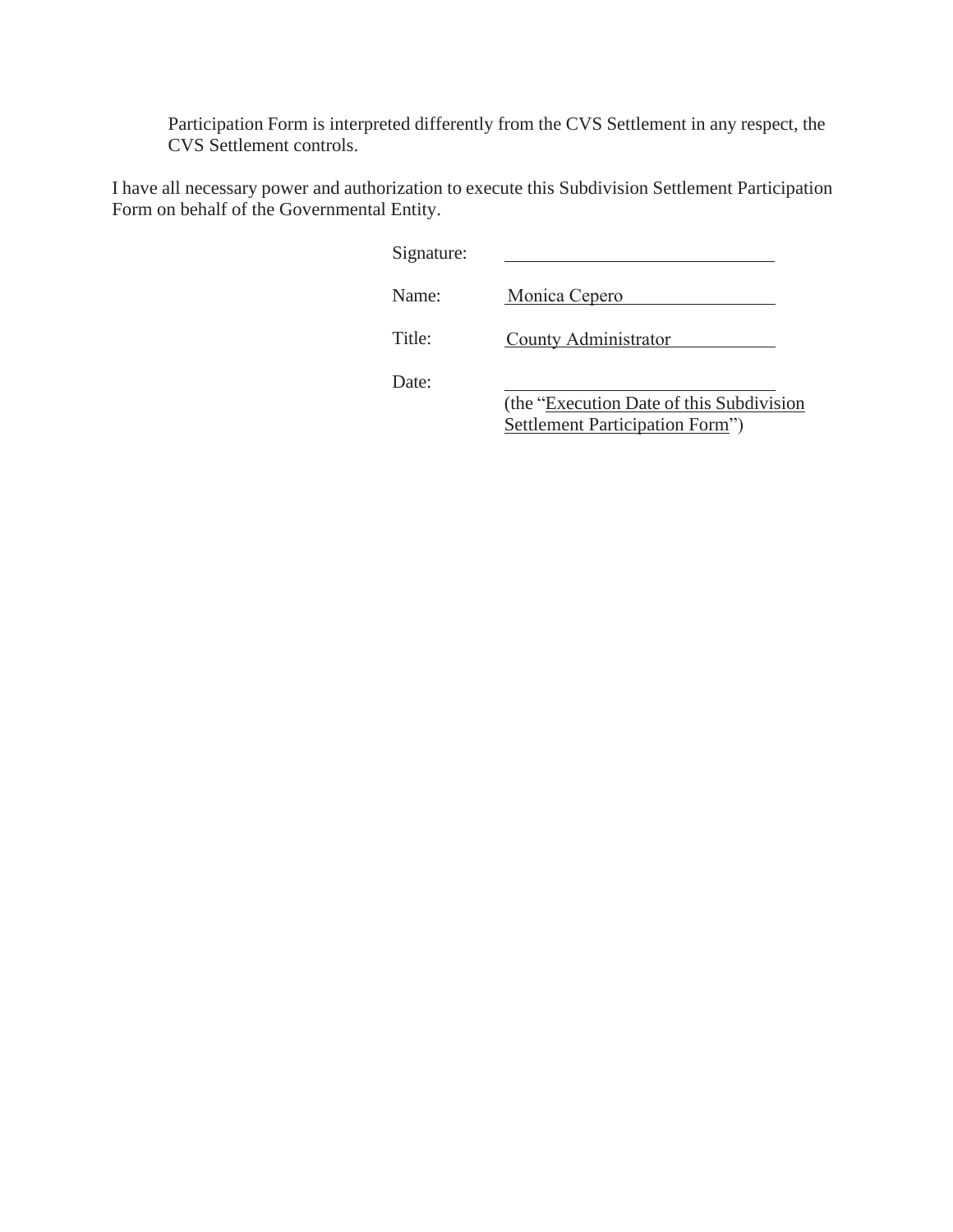Participation Form is interpreted differently from the CVS Settlement in any respect, the CVS Settlement controls.

I have all necessary power and authorization to execute this Subdivision Settlement Participation Form on behalf of the Governmental Entity.

Signature: ______________________________

Name: Monica Cepero

Title: County Administrator

Date: ______________________________
(the "Execution Date of this Subdivision Settlement Participation Form")